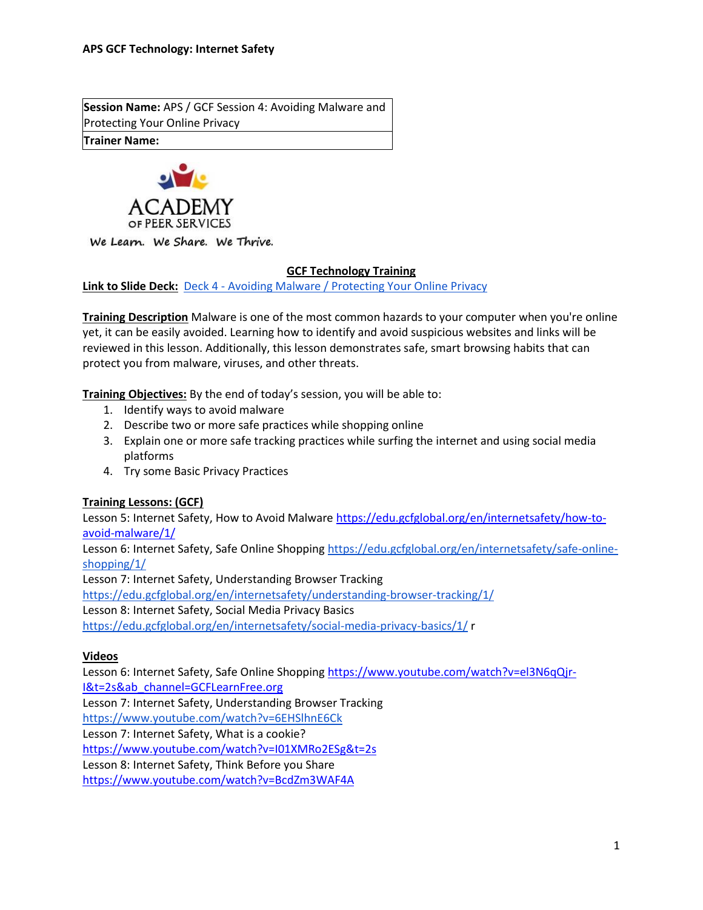**APS GCF Technology: Internet Safety**

| **Session Name:** APS / GCF Session 4: Avoiding Malware and Protecting Your Online Privacy |
| --- |
| **Trainer Name:** |

ACADEMY OF PEER SERVICES

We Learn. We Share. We Thrive.

**GCF Technology Training**

**Link to Slide Deck:** Deck 4 - Avoiding Malware / Protecting Your Online Privacy

**Training Description** Malware is one of the most common hazards to your computer when you're online yet, it can be easily avoided. Learning how to identify and avoid suspicious websites and links will be reviewed in this lesson. Additionally, this lesson demonstrates safe, smart browsing habits that can protect you from malware, viruses, and other threats.

**Training Objectives:** By the end of today's session, you will be able to:

1. Identify ways to avoid malware
2. Describe two or more safe practices while shopping online
3. Explain one or more safe tracking practices while surfing the internet and using social media platforms
4. Try some Basic Privacy Practices

**Training Lessons: (GCF)**

Lesson 5: Internet Safety, How to Avoid Malware https://edu.gcfglobal.org/en/internetsafety/how-to-avoid-malware/1/
Lesson 6: Internet Safety, Safe Online Shopping https://edu.gcfglobal.org/en/internetsafety/safe-online-shopping/1/
Lesson 7: Internet Safety, Understanding Browser Tracking https://edu.gcfglobal.org/en/internetsafety/understanding-browser-tracking/1/
Lesson 8: Internet Safety, Social Media Privacy Basics https://edu.gcfglobal.org/en/internetsafety/social-media-privacy-basics/1/ r

**Videos**

Lesson 6: Internet Safety, Safe Online Shopping https://www.youtube.com/watch?v=el3N6qQjr-I&t=2s&ab_channel=GCFLearnFree.org
Lesson 7: Internet Safety, Understanding Browser Tracking https://www.youtube.com/watch?v=6EHSlhnE6Ck
Lesson 7: Internet Safety, What is a cookie? https://www.youtube.com/watch?v=I01XMRo2ESg&t=2s
Lesson 8: Internet Safety, Think Before you Share https://www.youtube.com/watch?v=BcdZm3WAF4A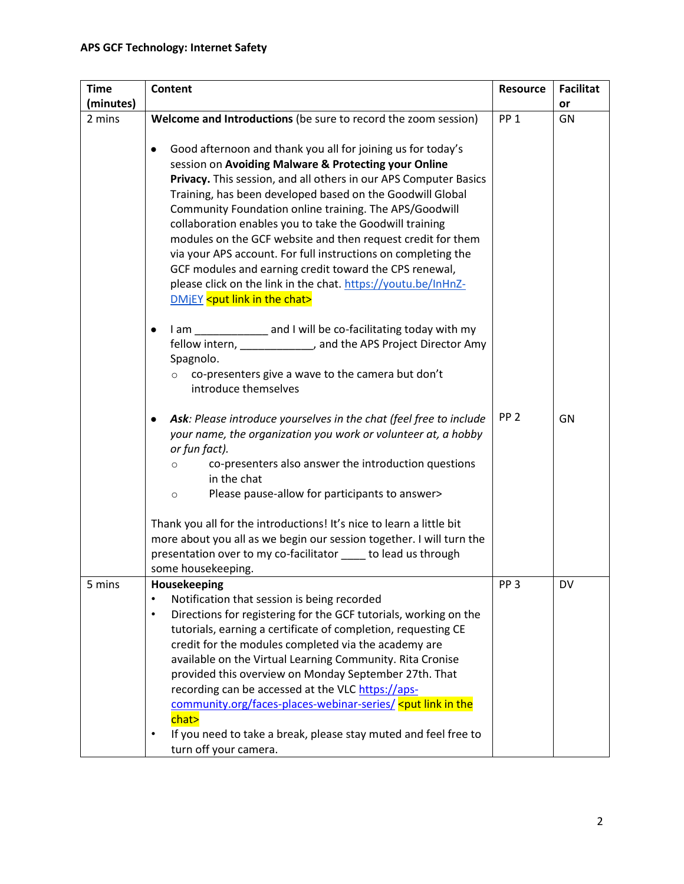**APS GCF Technology: Internet Safety**

| Time (minutes) | Content | Resource | Facilitator |
|---|---|---|---|
| 2 mins | **Welcome and Introductions** (be sure to record the zoom session)<br><br>• Good afternoon and thank you all for joining us for today's session on **Avoiding Malware & Protecting your Online Privacy.** This session, and all others in our APS Computer Basics Training, has been developed based on the Goodwill Global Community Foundation online training. The APS/Goodwill collaboration enables you to take the Goodwill training modules on the GCF website and then request credit for them via your APS account. For full instructions on completing the GCF modules and earning credit toward the CPS renewal, please click on the link in the chat. https://youtu.be/InHnZ-DMjEY <put link in the chat><br><br>• I am ____________ and I will be co-facilitating today with my fellow intern, ____________, and the APS Project Director Amy Spagnolo.<br>  ○ co-presenters give a wave to the camera but don't introduce themselves | PP 1 | GN |
| | • ***Ask**: Please introduce yourselves in the chat (feel free to include your name, the organization you work or volunteer at, a hobby or fun fact).*<br>  ○ co-presenters also answer the introduction questions in the chat<br>  ○ Please pause-allow for participants to answer><br><br>Thank you all for the introductions! It's nice to learn a little bit more about you all as we begin our session together. I will turn the presentation over to my co-facilitator ____ to lead us through some housekeeping. | PP 2 | GN |
| 5 mins | **Housekeeping**<br>• Notification that session is being recorded<br>• Directions for registering for the GCF tutorials, working on the tutorials, earning a certificate of completion, requesting CE credit for the modules completed via the academy are available on the Virtual Learning Community. Rita Cronise provided this overview on Monday September 27th. That recording can be accessed at the VLC https://aps-community.org/faces-places-webinar-series/ <put link in the chat><br>• If you need to take a break, please stay muted and feel free to turn off your camera. | PP 3 | DV |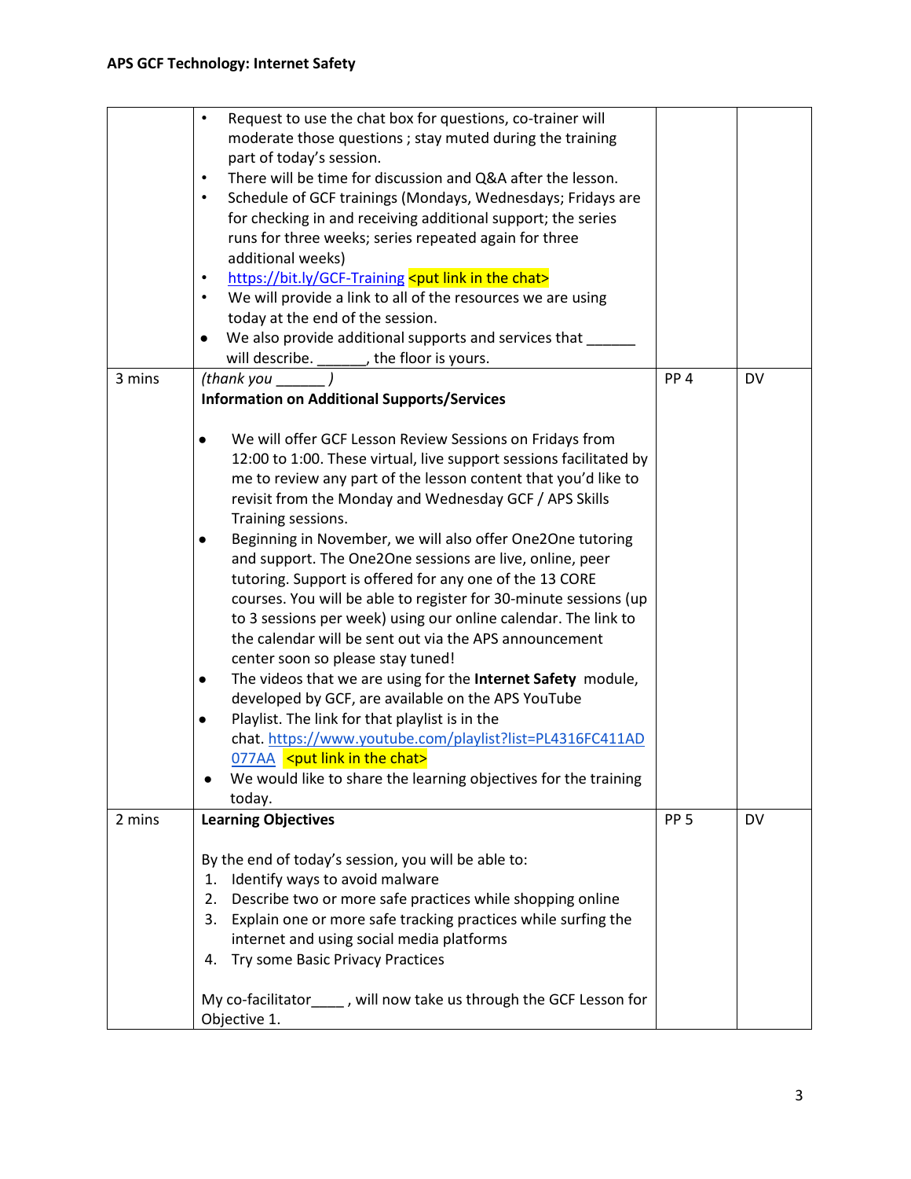| | | | |
|---|---|---|---|
| | • Request to use the chat box for questions, co-trainer will moderate those questions ; stay muted during the training part of today's session.<br>• There will be time for discussion and Q&A after the lesson.<br>• Schedule of GCF trainings (Mondays, Wednesdays; Fridays are for checking in and receiving additional support; the series runs for three weeks; series repeated again for three additional weeks)<br>• [https://bit.ly/GCF-Training](https://bit.ly/GCF-Training) <put link in the chat><br>• We will provide a link to all of the resources we are using today at the end of the session.<br>• We also provide additional supports and services that ______ will describe. ______, the floor is yours. | | |
| 3 mins | *(thank you ______ )*<br>**Information on Additional Supports/Services**<br><br>• We will offer GCF Lesson Review Sessions on Fridays from 12:00 to 1:00. These virtual, live support sessions facilitated by me to review any part of the lesson content that you'd like to revisit from the Monday and Wednesday GCF / APS Skills Training sessions.<br>• Beginning in November, we will also offer One2One tutoring and support. The One2One sessions are live, online, peer tutoring. Support is offered for any one of the 13 CORE courses. You will be able to register for 30-minute sessions (up to 3 sessions per week) using our online calendar. The link to the calendar will be sent out via the APS announcement center soon so please stay tuned!<br>• The videos that we are using for the **Internet Safety** module, developed by GCF, are available on the APS YouTube<br>• Playlist. The link for that playlist is in the chat. [https://www.youtube.com/playlist?list=PL4316FC411AD077AA](https://www.youtube.com/playlist?list=PL4316FC411AD077AA) <put link in the chat><br>• We would like to share the learning objectives for the training today. | PP 4 | DV |
| 2 mins | **Learning Objectives**<br><br>By the end of today's session, you will be able to:<br>1. Identify ways to avoid malware<br>2. Describe two or more safe practices while shopping online<br>3. Explain one or more safe tracking practices while surfing the internet and using social media platforms<br>4. Try some Basic Privacy Practices<br><br>My co-facilitator____ , will now take us through the GCF Lesson for Objective 1. | PP 5 | DV |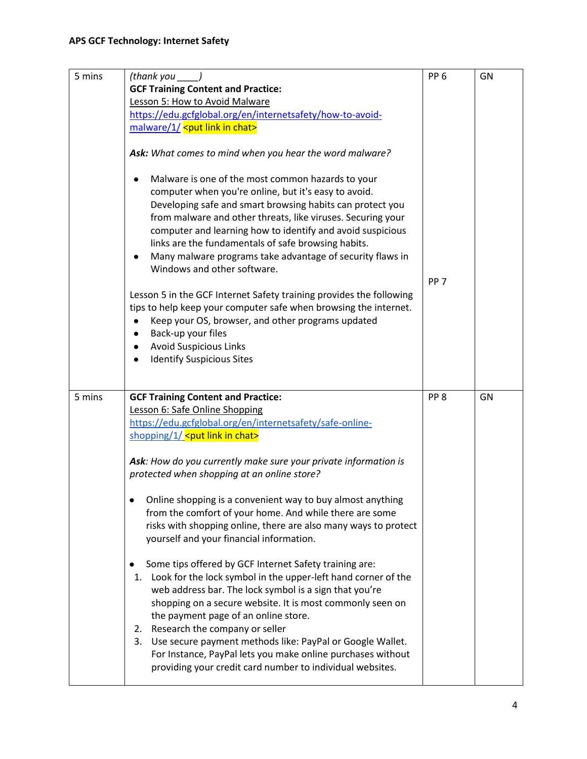| 5 mins | *(thank you ____)*<br>**GCF Training Content and Practice:**<br>Lesson 5: How to Avoid Malware<br>https://edu.gcfglobal.org/en/internetsafety/how-to-avoid-malware/1/ <put link in chat><br><br>***Ask:*** *What comes to mind when you hear the word malware?*<br><br>• Malware is one of the most common hazards to your computer when you're online, but it's easy to avoid. Developing safe and smart browsing habits can protect you from malware and other threats, like viruses. Securing your computer and learning how to identify and avoid suspicious links are the fundamentals of safe browsing habits.<br>• Many malware programs take advantage of security flaws in Windows and other software.<br><br>Lesson 5 in the GCF Internet Safety training provides the following tips to help keep your computer safe when browsing the internet.<br>• Keep your OS, browser, and other programs updated<br>• Back-up your files<br>• Avoid Suspicious Links<br>• Identify Suspicious Sites | PP 6<br><br><br><br><br><br><br><br><br><br><br>PP 7 | GN |
|---|---|---|---|
| 5 mins | **GCF Training Content and Practice:**<br>Lesson 6: Safe Online Shopping<br>https://edu.gcfglobal.org/en/internetsafety/safe-online-shopping/1/ <put link in chat><br><br>***Ask****: How do you currently make sure your private information is protected when shopping at an online store?*<br><br>• Online shopping is a convenient way to buy almost anything from the comfort of your home. And while there are some risks with shopping online, there are also many ways to protect yourself and your financial information.<br><br>• Some tips offered by GCF Internet Safety training are:<br>1. Look for the lock symbol in the upper-left hand corner of the web address bar. The lock symbol is a sign that you're shopping on a secure website. It is most commonly seen on the payment page of an online store.<br>2. Research the company or seller<br>3. Use secure payment methods like: PayPal or Google Wallet. For Instance, PayPal lets you make online purchases without providing your credit card number to individual websites. | PP 8 | GN |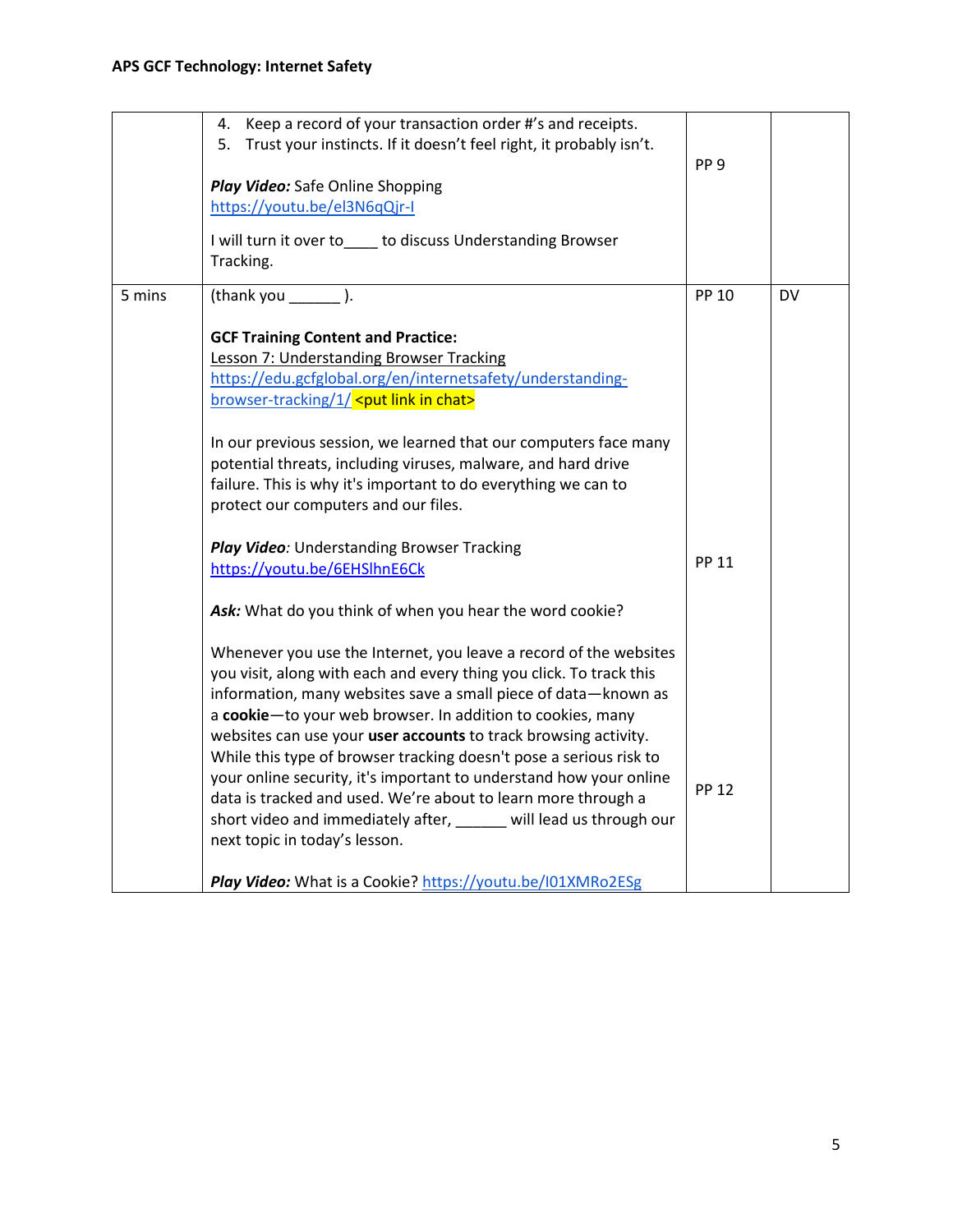| | | | |
|---|---|---|---|
| | 4. Keep a record of your transaction order #'s and receipts.<br>5. Trust your instincts. If it doesn't feel right, it probably isn't.<br><br>***Play Video:*** Safe Online Shopping<br>https://youtu.be/el3N6qQjr-I<br><br>I will turn it over to____ to discuss Understanding Browser Tracking. | PP 9 | |
| 5 mins | (thank you ______ ).<br><br>**GCF Training Content and Practice:**<br>Lesson 7: Understanding Browser Tracking<br>https://edu.gcfglobal.org/en/internetsafety/understanding-browser-tracking/1/ <put link in chat><br><br>In our previous session, we learned that our computers face many potential threats, including viruses, malware, and hard drive failure. This is why it's important to do everything we can to protect our computers and our files.<br><br>***Play Video:*** Understanding Browser Tracking<br>https://youtu.be/6EHSlhnE6Ck<br><br>***Ask:*** What do you think of when you hear the word cookie?<br><br>Whenever you use the Internet, you leave a record of the websites you visit, along with each and every thing you click. To track this information, many websites save a small piece of data—known as a **cookie**—to your web browser. In addition to cookies, many websites can use your **user accounts** to track browsing activity. While this type of browser tracking doesn't pose a serious risk to your online security, it's important to understand how your online data is tracked and used. We're about to learn more through a short video and immediately after, ______ will lead us through our next topic in today's lesson.<br><br>***Play Video:*** What is a Cookie? https://youtu.be/I01XMRo2ESg | PP 10<br><br>PP 11<br><br>PP 12 | DV |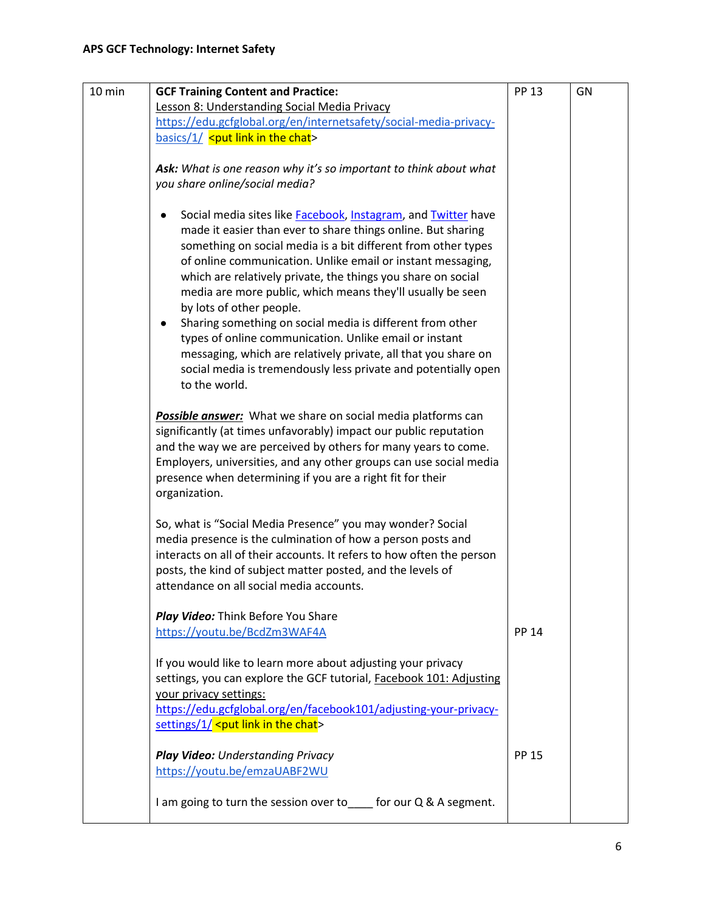| 10 min | **GCF Training Content and Practice:**<br>Lesson 8: Understanding Social Media Privacy<br>https://edu.gcfglobal.org/en/internetsafety/social-media-privacy-basics/1/ <put link in the chat><br><br>***Ask:*** *What is one reason why it's so important to think about what you share online/social media?*<br><br>• Social media sites like Facebook, Instagram, and Twitter have made it easier than ever to share things online. But sharing something on social media is a bit different from other types of online communication. Unlike email or instant messaging, which are relatively private, the things you share on social media are more public, which means they'll usually be seen by lots of other people.<br>• Sharing something on social media is different from other types of online communication. Unlike email or instant messaging, which are relatively private, all that you share on social media is tremendously less private and potentially open to the world.<br><br>***Possible answer:*** What we share on social media platforms can significantly (at times unfavorably) impact our public reputation and the way we are perceived by others for many years to come. Employers, universities, and any other groups can use social media presence when determining if you are a right fit for their organization.<br><br>So, what is "Social Media Presence" you may wonder? Social media presence is the culmination of how a person posts and interacts on all of their accounts. It refers to how often the person posts, the kind of subject matter posted, and the levels of attendance on all social media accounts.<br><br>***Play Video:*** Think Before You Share<br>https://youtu.be/BcdZm3WAF4A<br><br>If you would like to learn more about adjusting your privacy settings, you can explore the GCF tutorial, Facebook 101: Adjusting your privacy settings:<br>https://edu.gcfglobal.org/en/facebook101/adjusting-your-privacy-settings/1/ <put link in the chat><br><br>***Play Video:*** *Understanding Privacy*<br>https://youtu.be/emzaUABF2WU<br><br>I am going to turn the session over to____ for our Q & A segment. | PP 13<br><br><br><br><br><br><br><br><br><br><br><br><br><br><br><br><br><br><br><br><br><br><br><br><br><br><br>PP 14<br><br><br><br><br><br><br><br>PP 15 | GN |
|---|---|---|---|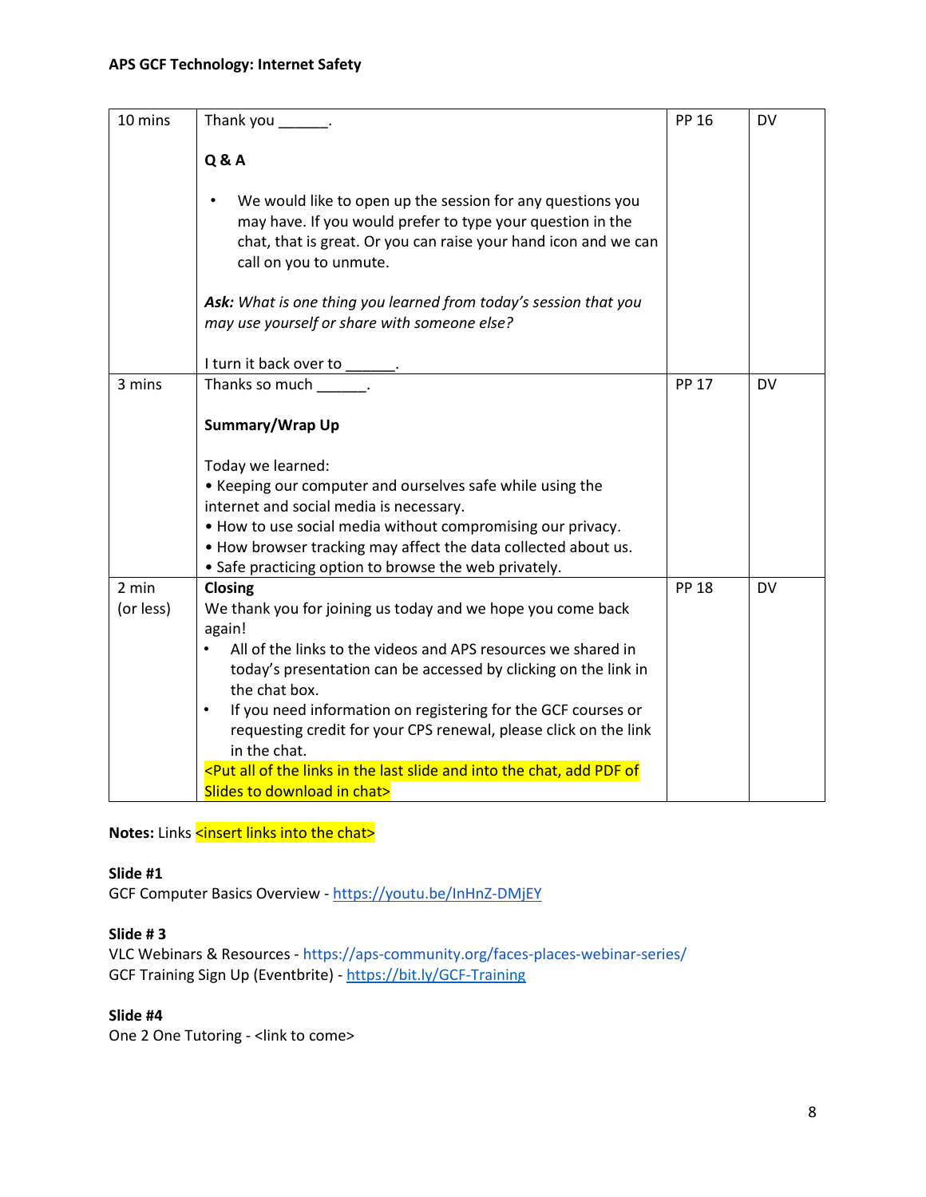| 10 mins | Thank you ______.<br><br>**Q & A**<br><br>• We would like to open up the session for any questions you may have. If you would prefer to type your question in the chat, that is great. Or you can raise your hand icon and we can call on you to unmute.<br><br>***Ask:*** *What is one thing you learned from today's session that you may use yourself or share with someone else?*<br><br>I turn it back over to ______. | PP 16 | DV |
|---|---|---|---|
| 3 mins | Thanks so much ______.<br><br>**Summary/Wrap Up**<br><br>Today we learned:<br>• Keeping our computer and ourselves safe while using the internet and social media is necessary.<br>• How to use social media without compromising our privacy.<br>• How browser tracking may affect the data collected about us.<br>• Safe practicing option to browse the web privately. | PP 17 | DV |
| 2 min (or less) | **Closing**<br>We thank you for joining us today and we hope you come back again!<br>• All of the links to the videos and APS resources we shared in today's presentation can be accessed by clicking on the link in the chat box.<br>• If you need information on registering for the GCF courses or requesting credit for your CPS renewal, please click on the link in the chat.<br><Put all of the links in the last slide and into the chat, add PDF of Slides to download in chat> | PP 18 | DV |

**Notes:** Links <insert links into the chat>

**Slide #1**
GCF Computer Basics Overview - https://youtu.be/InHnZ-DMjEY

**Slide # 3**
VLC Webinars & Resources - https://aps-community.org/faces-places-webinar-series/
GCF Training Sign Up (Eventbrite) - https://bit.ly/GCF-Training

**Slide #4**
One 2 One Tutoring - <link to come>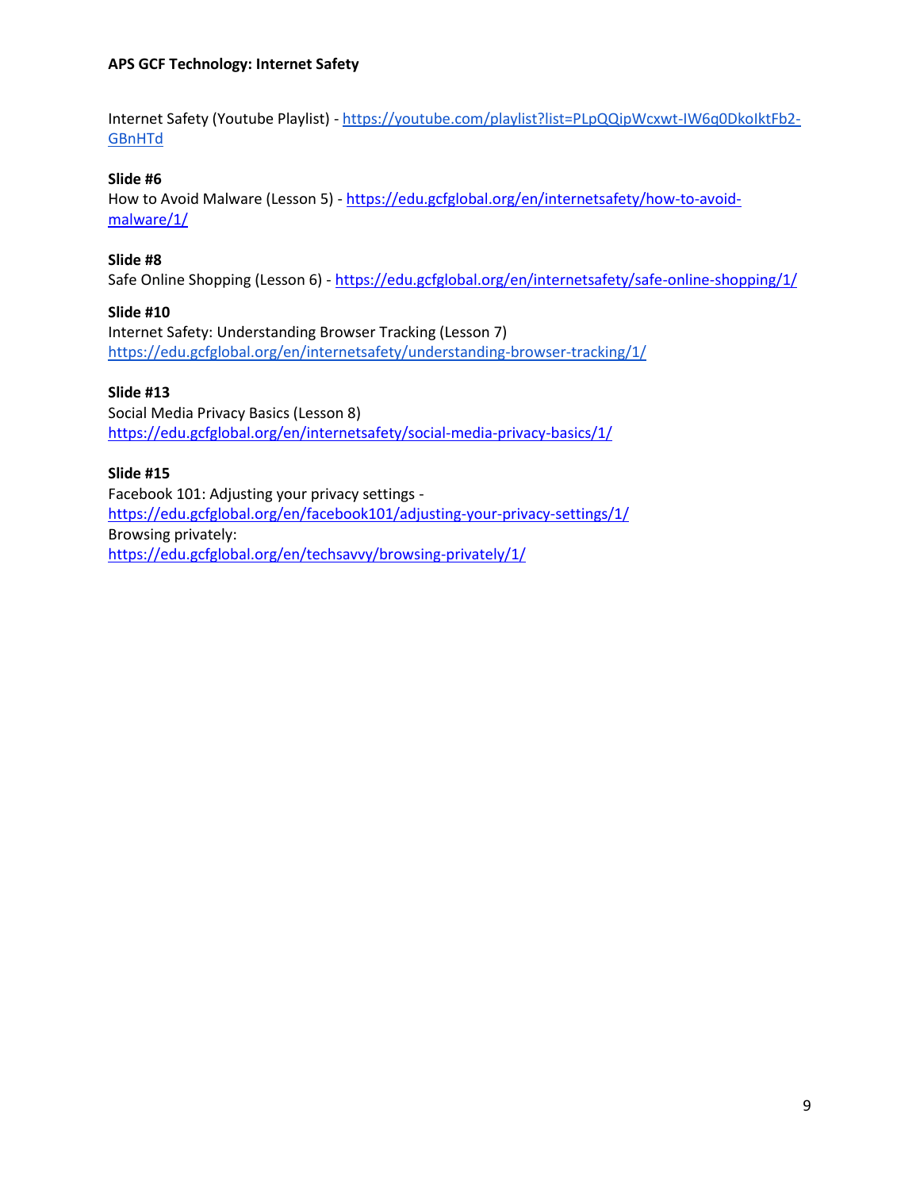Internet Safety (Youtube Playlist) - https://youtube.com/playlist?list=PLpQQipWcxwt-IW6q0DkoIktFb2-GBnHTd

**Slide #6**
How to Avoid Malware (Lesson 5) - https://edu.gcfglobal.org/en/internetsafety/how-to-avoid-malware/1/

**Slide #8**
Safe Online Shopping (Lesson 6) - https://edu.gcfglobal.org/en/internetsafety/safe-online-shopping/1/

**Slide #10**
Internet Safety: Understanding Browser Tracking (Lesson 7)
https://edu.gcfglobal.org/en/internetsafety/understanding-browser-tracking/1/

**Slide #13**
Social Media Privacy Basics (Lesson 8)
https://edu.gcfglobal.org/en/internetsafety/social-media-privacy-basics/1/

**Slide #15**
Facebook 101: Adjusting your privacy settings -
https://edu.gcfglobal.org/en/facebook101/adjusting-your-privacy-settings/1/
Browsing privately:
https://edu.gcfglobal.org/en/techsavvy/browsing-privately/1/